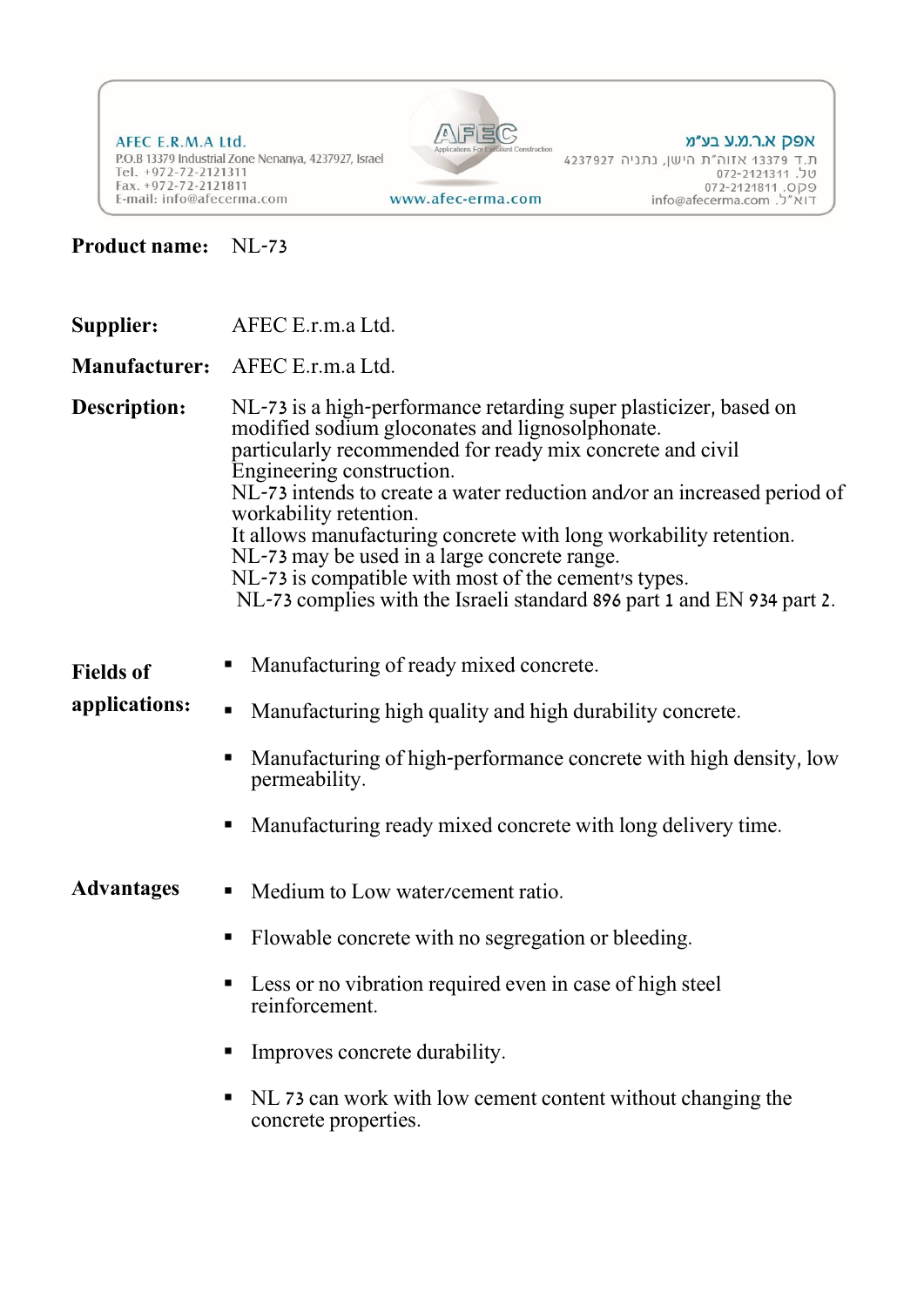AFEC E.R.M.A Ltd.
P.O.B 13379 Industrial Zone Nenanya, 4237927, Israel
Tel. +972-72-2121311
Fax. +972-72-2121811
E-mail: info@afecerma.com

AFEC Applications For Excellent Construction
www.afec-erma.com

אפק א.ר.מ.ע בע"מ
ת.ד 13379 אזוה"ת הישן, נתניה 4237927
טל. 072-2121311
פקס. 072-2121811
דוא"ל. info@afecerma.com

**Product name:** NL-73

**Supplier:** AFEC E.r.m.a Ltd.

**Manufacturer:** AFEC E.r.m.a Ltd.

**Description:**

NL-73 is a high-performance retarding super plasticizer, based on modified sodium gloconates and lignosolphonate.
particularly recommended for ready mix concrete and civil Engineering construction.
NL-73 intends to create a water reduction and/or an increased period of workability retention.
It allows manufacturing concrete with long workability retention.
NL-73 may be used in a large concrete range.
NL-73 is compatible with most of the cement's types.
NL-73 complies with the Israeli standard 896 part 1 and EN 934 part 2.

**Fields of applications:**

- Manufacturing of ready mixed concrete.
- Manufacturing high quality and high durability concrete.
- Manufacturing of high-performance concrete with high density, low permeability.
- Manufacturing ready mixed concrete with long delivery time.

**Advantages**

- Medium to Low water/cement ratio.
- Flowable concrete with no segregation or bleeding.
- Less or no vibration required even in case of high steel reinforcement.
- Improves concrete durability.
- NL 73 can work with low cement content without changing the concrete properties.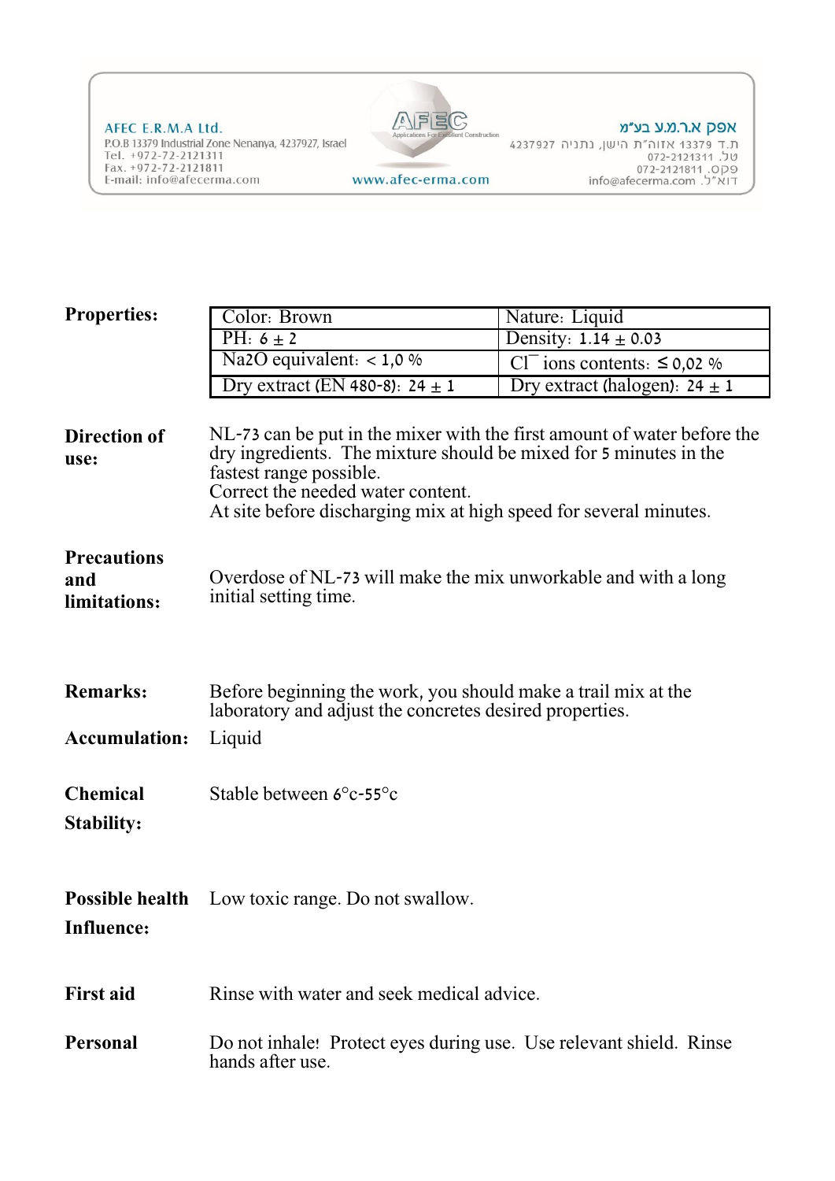**Properties:**

| Color: Brown | Nature: Liquid |
|---|---|
| PH: 6 ± 2 | Density: 1.14 ± 0.03 |
| Na2O equivalent: < 1,0 % | $Cl^{-}$ ions contents: ≤ 0,02 % |
| Dry extract (EN 480-8): 24 ± 1 | Dry extract (halogen): 24 ± 1 |

**Direction of use:**

NL-73 can be put in the mixer with the first amount of water before the dry ingredients. The mixture should be mixed for 5 minutes in the fastest range possible.
Correct the needed water content.
At site before discharging mix at high speed for several minutes.

**Precautions and limitations:**

Overdose of NL-73 will make the mix unworkable and with a long initial setting time.

**Remarks:**

Before beginning the work, you should make a trail mix at the laboratory and adjust the concretes desired properties.

**Accumulation:** Liquid

**Chemical Stability:**

Stable between 6°c-55°c

**Possible health Influence:**

Low toxic range. Do not swallow.

**First aid**

Rinse with water and seek medical advice.

**Personal**

Do not inhale! Protect eyes during use. Use relevant shield. Rinse hands after use.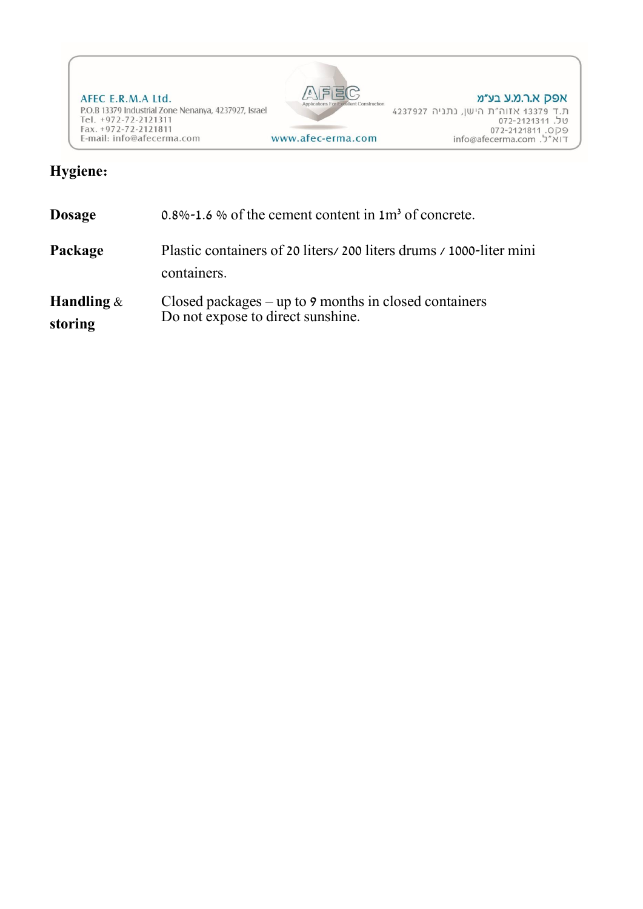**Hygiene:**

**Dosage** 0.8%-1.6 % of the cement content in 1m³ of concrete.

**Package** Plastic containers of 20 liters/ 200 liters drums / 1000-liter mini containers.

**Handling & storing** Closed packages – up to 9 months in closed containers
Do not expose to direct sunshine.